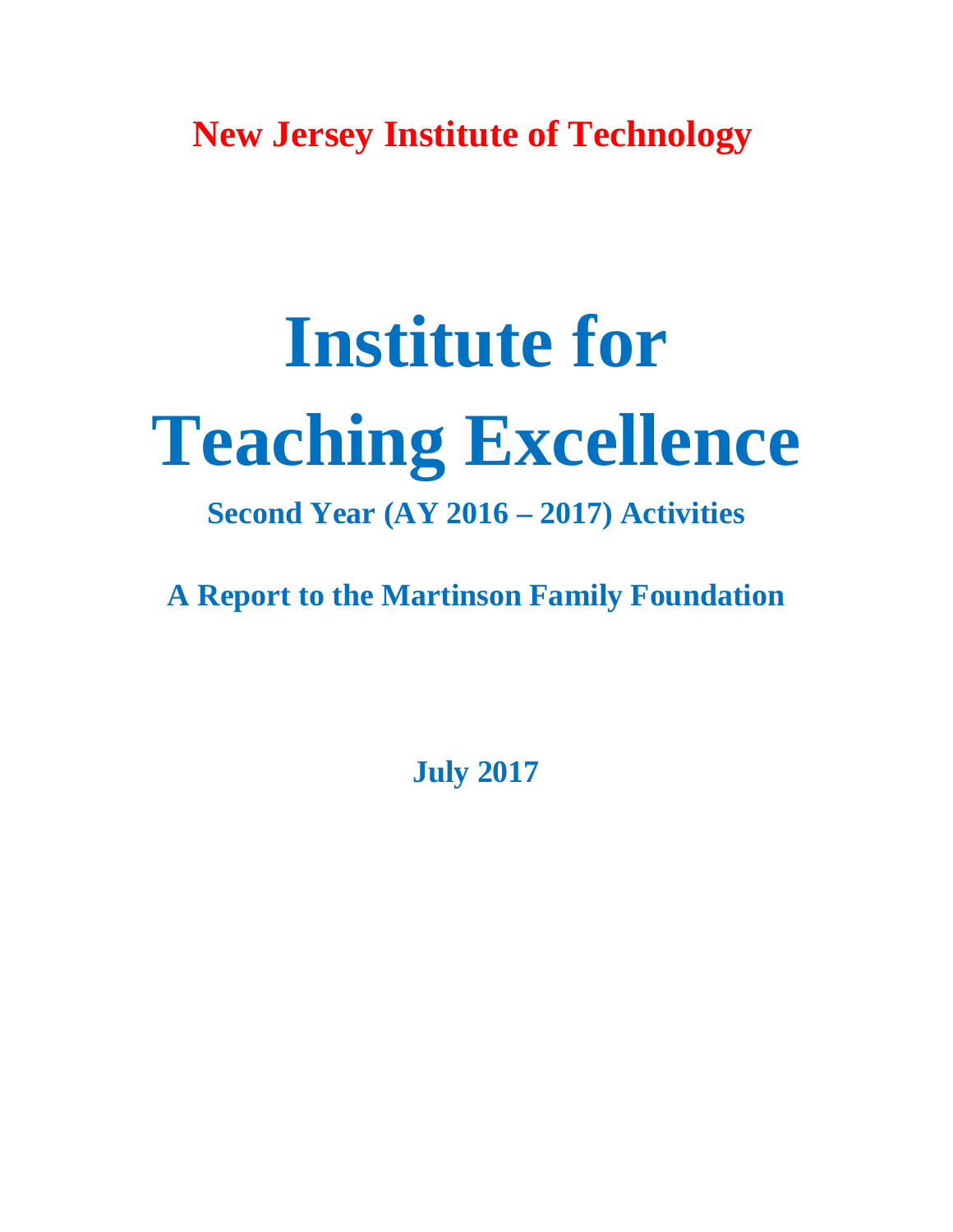**New Jersey Institute of Technology**

# Institute for Teaching Excellence

## Second Year (AY 2016 – 2017) Activities

## A Report to the Martinson Family Foundation

**July 2017**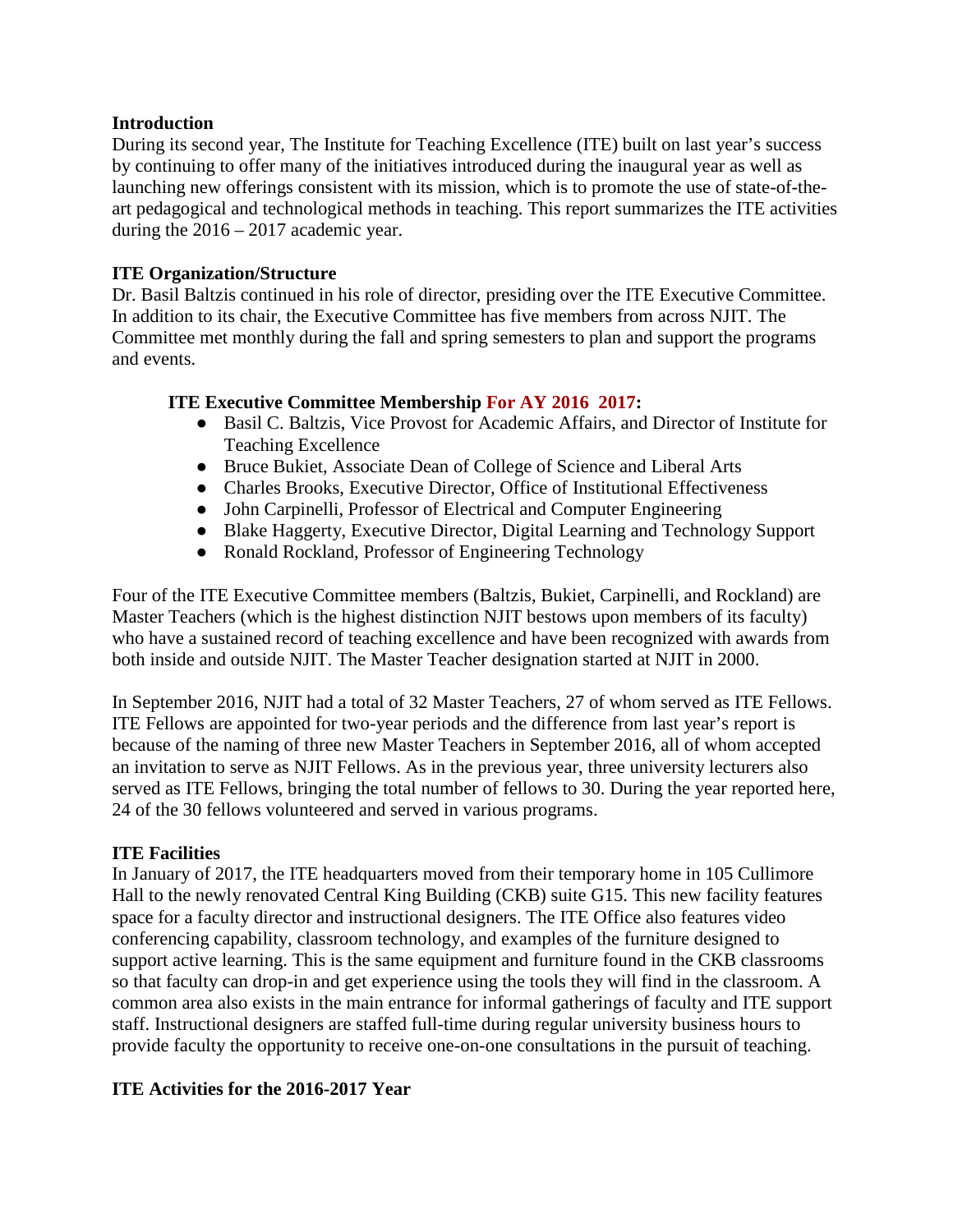**Introduction**

During its second year, The Institute for Teaching Excellence (ITE) built on last year's success by continuing to offer many of the initiatives introduced during the inaugural year as well as launching new offerings consistent with its mission, which is to promote the use of state-of-the-art pedagogical and technological methods in teaching. This report summarizes the ITE activities during the 2016 – 2017 academic year.

**ITE Organization/Structure**

Dr. Basil Baltzis continued in his role of director, presiding over the ITE Executive Committee. In addition to its chair, the Executive Committee has five members from across NJIT. The Committee met monthly during the fall and spring semesters to plan and support the programs and events.

**ITE Executive Committee Membership For AY 2016 2017:**

- Basil C. Baltzis, Vice Provost for Academic Affairs, and Director of Institute for Teaching Excellence
- Bruce Bukiet, Associate Dean of College of Science and Liberal Arts
- Charles Brooks, Executive Director, Office of Institutional Effectiveness
- John Carpinelli, Professor of Electrical and Computer Engineering
- Blake Haggerty, Executive Director, Digital Learning and Technology Support
- Ronald Rockland, Professor of Engineering Technology

Four of the ITE Executive Committee members (Baltzis, Bukiet, Carpinelli, and Rockland) are Master Teachers (which is the highest distinction NJIT bestows upon members of its faculty) who have a sustained record of teaching excellence and have been recognized with awards from both inside and outside NJIT. The Master Teacher designation started at NJIT in 2000.

In September 2016, NJIT had a total of 32 Master Teachers, 27 of whom served as ITE Fellows. ITE Fellows are appointed for two-year periods and the difference from last year's report is because of the naming of three new Master Teachers in September 2016, all of whom accepted an invitation to serve as NJIT Fellows. As in the previous year, three university lecturers also served as ITE Fellows, bringing the total number of fellows to 30. During the year reported here, 24 of the 30 fellows volunteered and served in various programs.

**ITE Facilities**

In January of 2017, the ITE headquarters moved from their temporary home in 105 Cullimore Hall to the newly renovated Central King Building (CKB) suite G15. This new facility features space for a faculty director and instructional designers. The ITE Office also features video conferencing capability, classroom technology, and examples of the furniture designed to support active learning. This is the same equipment and furniture found in the CKB classrooms so that faculty can drop-in and get experience using the tools they will find in the classroom. A common area also exists in the main entrance for informal gatherings of faculty and ITE support staff. Instructional designers are staffed full-time during regular university business hours to provide faculty the opportunity to receive one-on-one consultations in the pursuit of teaching.

**ITE Activities for the 2016-2017 Year**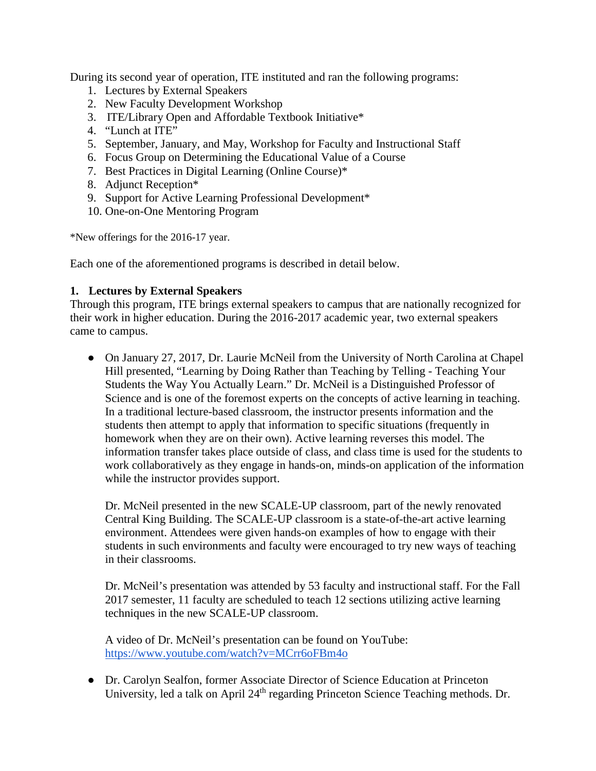During its second year of operation, ITE instituted and ran the following programs:

1. Lectures by External Speakers
2. New Faculty Development Workshop
3. ITE/Library Open and Affordable Textbook Initiative*
4. "Lunch at ITE"
5. September, January, and May, Workshop for Faculty and Instructional Staff
6. Focus Group on Determining the Educational Value of a Course
7. Best Practices in Digital Learning (Online Course)*
8. Adjunct Reception*
9. Support for Active Learning Professional Development*
10. One-on-One Mentoring Program

*New offerings for the 2016-17 year.

Each one of the aforementioned programs is described in detail below.

**1. Lectures by External Speakers**

Through this program, ITE brings external speakers to campus that are nationally recognized for their work in higher education. During the 2016-2017 academic year, two external speakers came to campus.

- On January 27, 2017, Dr. Laurie McNeil from the University of North Carolina at Chapel Hill presented, "Learning by Doing Rather than Teaching by Telling - Teaching Your Students the Way You Actually Learn." Dr. McNeil is a Distinguished Professor of Science and is one of the foremost experts on the concepts of active learning in teaching. In a traditional lecture-based classroom, the instructor presents information and the students then attempt to apply that information to specific situations (frequently in homework when they are on their own). Active learning reverses this model. The information transfer takes place outside of class, and class time is used for the students to work collaboratively as they engage in hands-on, minds-on application of the information while the instructor provides support.

  Dr. McNeil presented in the new SCALE-UP classroom, part of the newly renovated Central King Building. The SCALE-UP classroom is a state-of-the-art active learning environment. Attendees were given hands-on examples of how to engage with their students in such environments and faculty were encouraged to try new ways of teaching in their classrooms.

  Dr. McNeil's presentation was attended by 53 faculty and instructional staff. For the Fall 2017 semester, 11 faculty are scheduled to teach 12 sections utilizing active learning techniques in the new SCALE-UP classroom.

  A video of Dr. McNeil's presentation can be found on YouTube: https://www.youtube.com/watch?v=MCrr6oFBm4o

- Dr. Carolyn Sealfon, former Associate Director of Science Education at Princeton University, led a talk on April 24th regarding Princeton Science Teaching methods. Dr.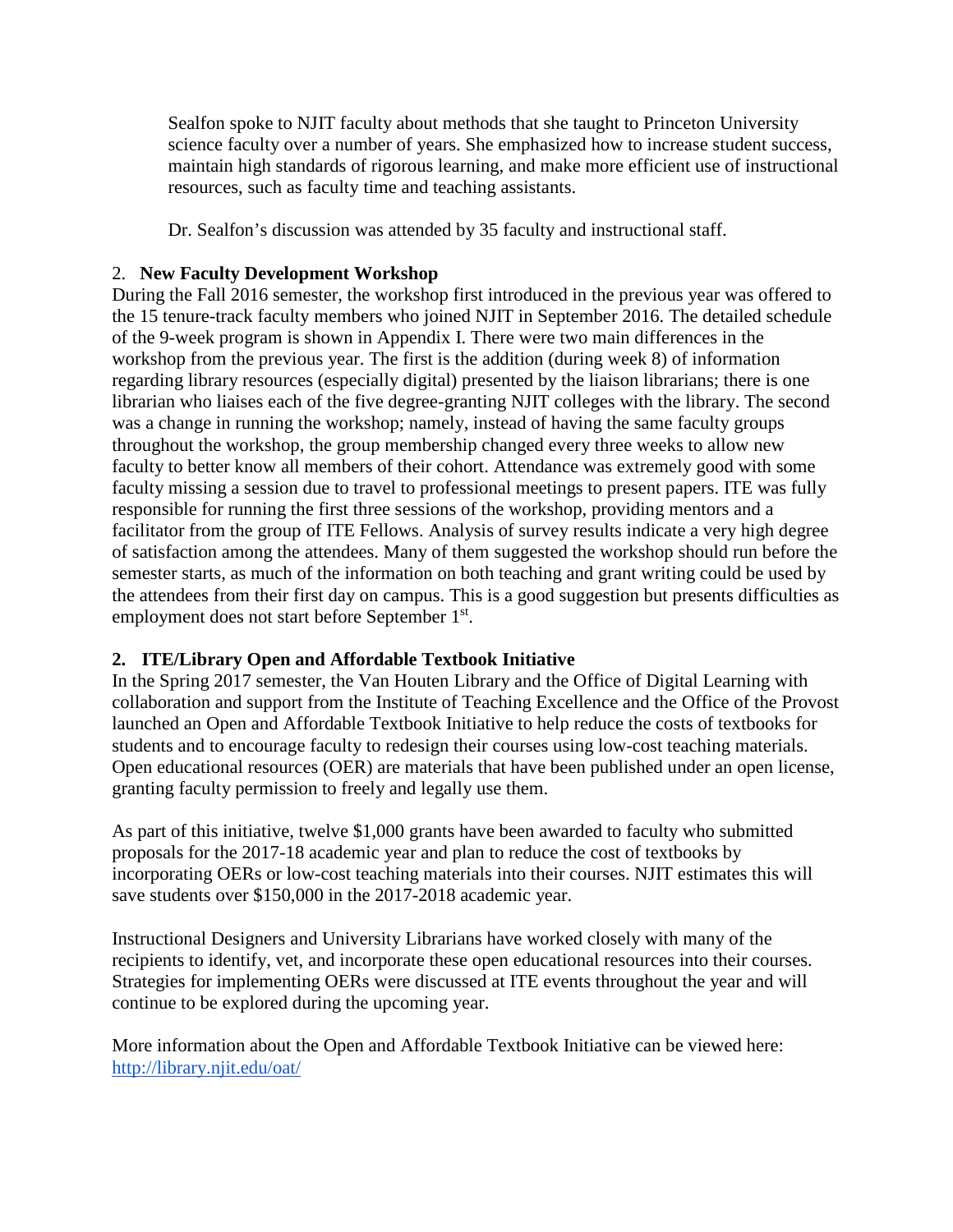Sealfon spoke to NJIT faculty about methods that she taught to Princeton University science faculty over a number of years. She emphasized how to increase student success, maintain high standards of rigorous learning, and make more efficient use of instructional resources, such as faculty time and teaching assistants.

Dr. Sealfon's discussion was attended by 35 faculty and instructional staff.

2. **New Faculty Development Workshop**

During the Fall 2016 semester, the workshop first introduced in the previous year was offered to the 15 tenure-track faculty members who joined NJIT in September 2016. The detailed schedule of the 9-week program is shown in Appendix I. There were two main differences in the workshop from the previous year. The first is the addition (during week 8) of information regarding library resources (especially digital) presented by the liaison librarians; there is one librarian who liaises each of the five degree-granting NJIT colleges with the library. The second was a change in running the workshop; namely, instead of having the same faculty groups throughout the workshop, the group membership changed every three weeks to allow new faculty to better know all members of their cohort. Attendance was extremely good with some faculty missing a session due to travel to professional meetings to present papers. ITE was fully responsible for running the first three sessions of the workshop, providing mentors and a facilitator from the group of ITE Fellows. Analysis of survey results indicate a very high degree of satisfaction among the attendees. Many of them suggested the workshop should run before the semester starts, as much of the information on both teaching and grant writing could be used by the attendees from their first day on campus. This is a good suggestion but presents difficulties as employment does not start before September 1st.

**2. ITE/Library Open and Affordable Textbook Initiative**

In the Spring 2017 semester, the Van Houten Library and the Office of Digital Learning with collaboration and support from the Institute of Teaching Excellence and the Office of the Provost launched an Open and Affordable Textbook Initiative to help reduce the costs of textbooks for students and to encourage faculty to redesign their courses using low-cost teaching materials. Open educational resources (OER) are materials that have been published under an open license, granting faculty permission to freely and legally use them.

As part of this initiative, twelve $1,000 grants have been awarded to faculty who submitted proposals for the 2017-18 academic year and plan to reduce the cost of textbooks by incorporating OERs or low-cost teaching materials into their courses. NJIT estimates this will save students over $150,000 in the 2017-2018 academic year.

Instructional Designers and University Librarians have worked closely with many of the recipients to identify, vet, and incorporate these open educational resources into their courses. Strategies for implementing OERs were discussed at ITE events throughout the year and will continue to be explored during the upcoming year.

More information about the Open and Affordable Textbook Initiative can be viewed here: [http://library.njit.edu/oat/](http://library.njit.edu/oat/)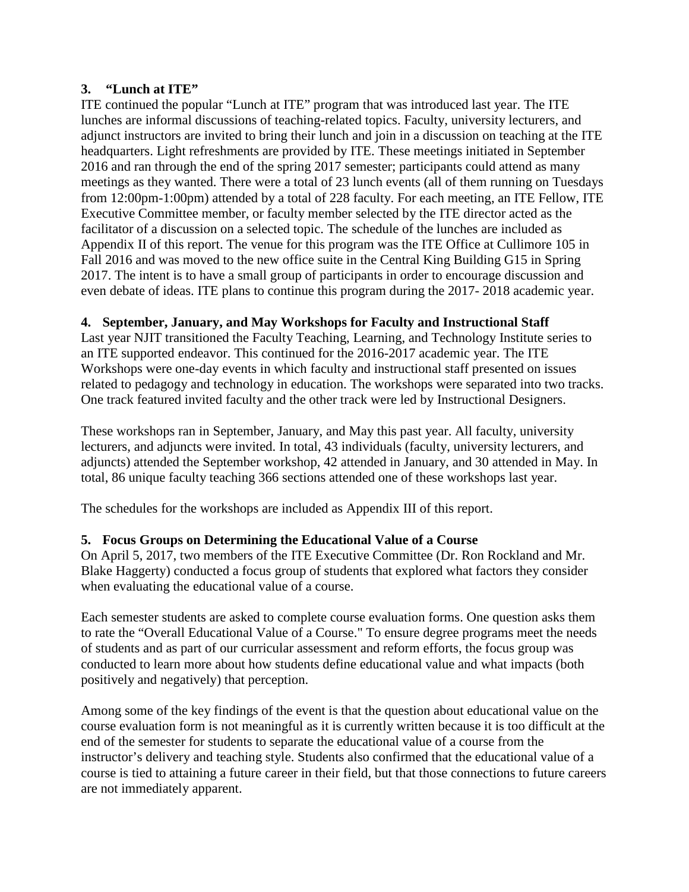### 3. "Lunch at ITE"

ITE continued the popular "Lunch at ITE" program that was introduced last year. The ITE lunches are informal discussions of teaching-related topics. Faculty, university lecturers, and adjunct instructors are invited to bring their lunch and join in a discussion on teaching at the ITE headquarters. Light refreshments are provided by ITE. These meetings initiated in September 2016 and ran through the end of the spring 2017 semester; participants could attend as many meetings as they wanted. There were a total of 23 lunch events (all of them running on Tuesdays from 12:00pm-1:00pm) attended by a total of 228 faculty. For each meeting, an ITE Fellow, ITE Executive Committee member, or faculty member selected by the ITE director acted as the facilitator of a discussion on a selected topic. The schedule of the lunches are included as Appendix II of this report. The venue for this program was the ITE Office at Cullimore 105 in Fall 2016 and was moved to the new office suite in the Central King Building G15 in Spring 2017. The intent is to have a small group of participants in order to encourage discussion and even debate of ideas. ITE plans to continue this program during the 2017- 2018 academic year.

### 4. September, January, and May Workshops for Faculty and Instructional Staff

Last year NJIT transitioned the Faculty Teaching, Learning, and Technology Institute series to an ITE supported endeavor. This continued for the 2016-2017 academic year. The ITE Workshops were one-day events in which faculty and instructional staff presented on issues related to pedagogy and technology in education. The workshops were separated into two tracks. One track featured invited faculty and the other track were led by Instructional Designers.

These workshops ran in September, January, and May this past year. All faculty, university lecturers, and adjuncts were invited. In total, 43 individuals (faculty, university lecturers, and adjuncts) attended the September workshop, 42 attended in January, and 30 attended in May. In total, 86 unique faculty teaching 366 sections attended one of these workshops last year.

The schedules for the workshops are included as Appendix III of this report.

### 5. Focus Groups on Determining the Educational Value of a Course

On April 5, 2017, two members of the ITE Executive Committee (Dr. Ron Rockland and Mr. Blake Haggerty) conducted a focus group of students that explored what factors they consider when evaluating the educational value of a course.

Each semester students are asked to complete course evaluation forms. One question asks them to rate the "Overall Educational Value of a Course." To ensure degree programs meet the needs of students and as part of our curricular assessment and reform efforts, the focus group was conducted to learn more about how students define educational value and what impacts (both positively and negatively) that perception.

Among some of the key findings of the event is that the question about educational value on the course evaluation form is not meaningful as it is currently written because it is too difficult at the end of the semester for students to separate the educational value of a course from the instructor's delivery and teaching style. Students also confirmed that the educational value of a course is tied to attaining a future career in their field, but that those connections to future careers are not immediately apparent.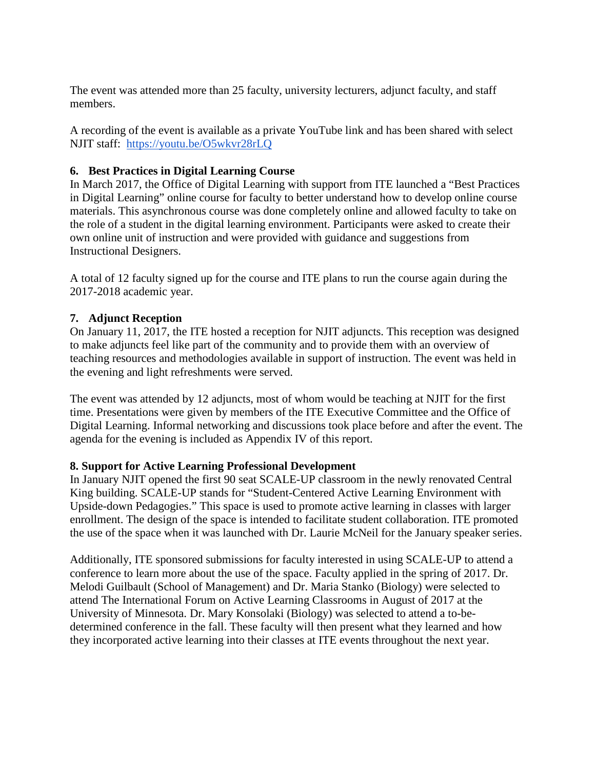The event was attended more than 25 faculty, university lecturers, adjunct faculty, and staff members.

A recording of the event is available as a private YouTube link and has been shared with select NJIT staff: https://youtu.be/O5wkvr28rLQ

**6. Best Practices in Digital Learning Course**

In March 2017, the Office of Digital Learning with support from ITE launched a "Best Practices in Digital Learning" online course for faculty to better understand how to develop online course materials. This asynchronous course was done completely online and allowed faculty to take on the role of a student in the digital learning environment. Participants were asked to create their own online unit of instruction and were provided with guidance and suggestions from Instructional Designers.

A total of 12 faculty signed up for the course and ITE plans to run the course again during the 2017-2018 academic year.

**7. Adjunct Reception**

On January 11, 2017, the ITE hosted a reception for NJIT adjuncts. This reception was designed to make adjuncts feel like part of the community and to provide them with an overview of teaching resources and methodologies available in support of instruction. The event was held in the evening and light refreshments were served.

The event was attended by 12 adjuncts, most of whom would be teaching at NJIT for the first time. Presentations were given by members of the ITE Executive Committee and the Office of Digital Learning. Informal networking and discussions took place before and after the event. The agenda for the evening is included as Appendix IV of this report.

**8. Support for Active Learning Professional Development**

In January NJIT opened the first 90 seat SCALE-UP classroom in the newly renovated Central King building. SCALE-UP stands for "Student-Centered Active Learning Environment with Upside-down Pedagogies." This space is used to promote active learning in classes with larger enrollment. The design of the space is intended to facilitate student collaboration. ITE promoted the use of the space when it was launched with Dr. Laurie McNeil for the January speaker series.

Additionally, ITE sponsored submissions for faculty interested in using SCALE-UP to attend a conference to learn more about the use of the space. Faculty applied in the spring of 2017. Dr. Melodi Guilbault (School of Management) and Dr. Maria Stanko (Biology) were selected to attend The International Forum on Active Learning Classrooms in August of 2017 at the University of Minnesota. Dr. Mary Konsolaki (Biology) was selected to attend a to-be-determined conference in the fall. These faculty will then present what they learned and how they incorporated active learning into their classes at ITE events throughout the next year.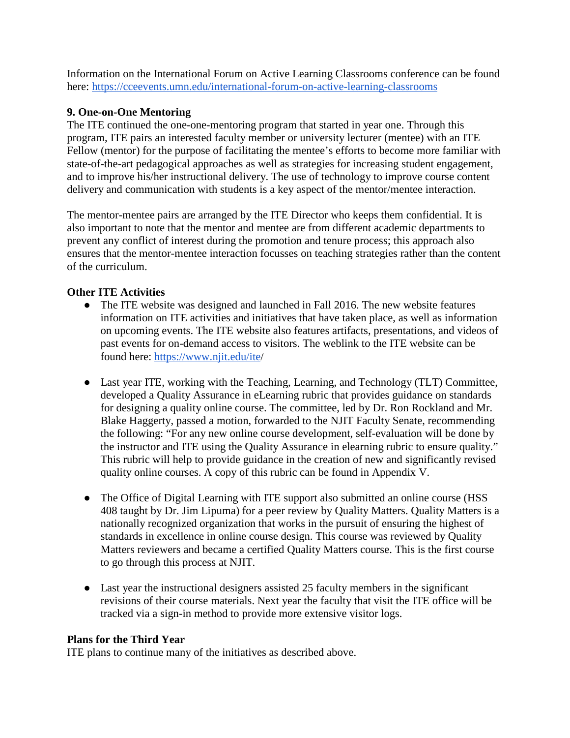Information on the International Forum on Active Learning Classrooms conference can be found here: https://cceevents.umn.edu/international-forum-on-active-learning-classrooms

**9. One-on-One Mentoring**

The ITE continued the one-one-mentoring program that started in year one. Through this program, ITE pairs an interested faculty member or university lecturer (mentee) with an ITE Fellow (mentor) for the purpose of facilitating the mentee's efforts to become more familiar with state-of-the-art pedagogical approaches as well as strategies for increasing student engagement, and to improve his/her instructional delivery. The use of technology to improve course content delivery and communication with students is a key aspect of the mentor/mentee interaction.

The mentor-mentee pairs are arranged by the ITE Director who keeps them confidential. It is also important to note that the mentor and mentee are from different academic departments to prevent any conflict of interest during the promotion and tenure process; this approach also ensures that the mentor-mentee interaction focusses on teaching strategies rather than the content of the curriculum.

**Other ITE Activities**

- The ITE website was designed and launched in Fall 2016. The new website features information on ITE activities and initiatives that have taken place, as well as information on upcoming events. The ITE website also features artifacts, presentations, and videos of past events for on-demand access to visitors. The weblink to the ITE website can be found here: https://www.njit.edu/ite/

- Last year ITE, working with the Teaching, Learning, and Technology (TLT) Committee, developed a Quality Assurance in eLearning rubric that provides guidance on standards for designing a quality online course. The committee, led by Dr. Ron Rockland and Mr. Blake Haggerty, passed a motion, forwarded to the NJIT Faculty Senate, recommending the following: "For any new online course development, self-evaluation will be done by the instructor and ITE using the Quality Assurance in elearning rubric to ensure quality." This rubric will help to provide guidance in the creation of new and significantly revised quality online courses. A copy of this rubric can be found in Appendix V.

- The Office of Digital Learning with ITE support also submitted an online course (HSS 408 taught by Dr. Jim Lipuma) for a peer review by Quality Matters. Quality Matters is a nationally recognized organization that works in the pursuit of ensuring the highest of standards in excellence in online course design. This course was reviewed by Quality Matters reviewers and became a certified Quality Matters course. This is the first course to go through this process at NJIT.

- Last year the instructional designers assisted 25 faculty members in the significant revisions of their course materials. Next year the faculty that visit the ITE office will be tracked via a sign-in method to provide more extensive visitor logs.

**Plans for the Third Year**

ITE plans to continue many of the initiatives as described above.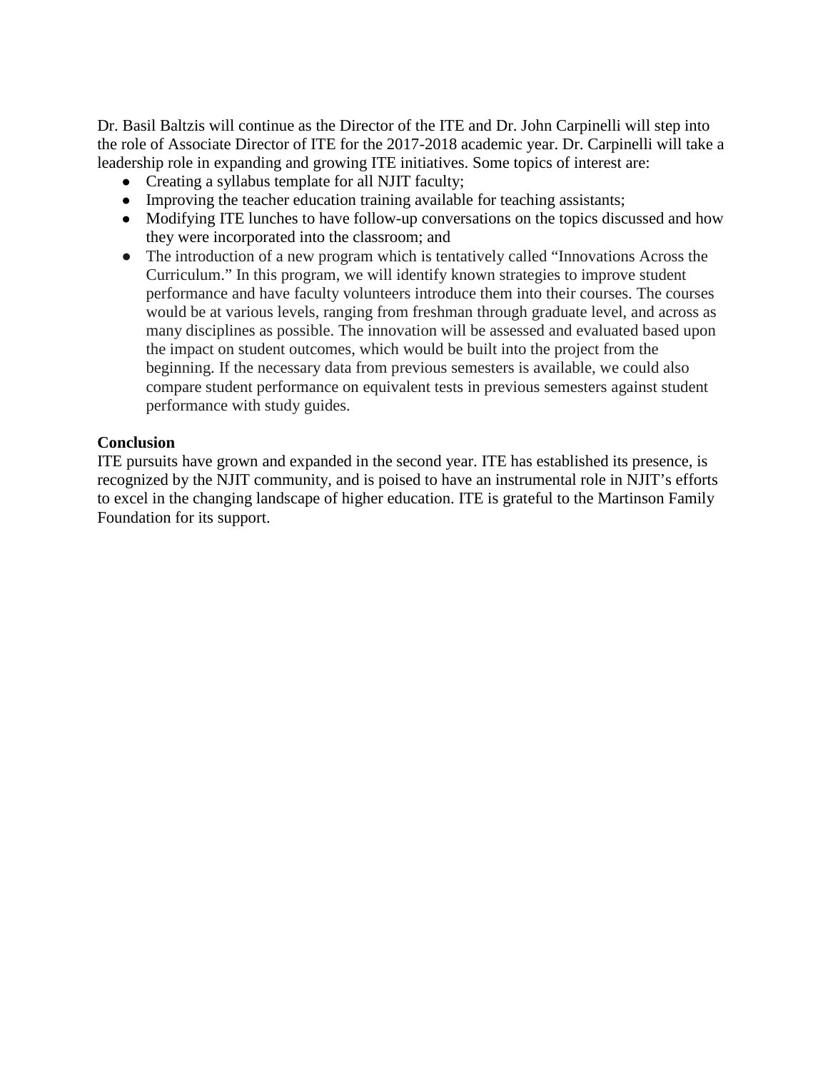Dr. Basil Baltzis will continue as the Director of the ITE and Dr. John Carpinelli will step into the role of Associate Director of ITE for the 2017-2018 academic year. Dr. Carpinelli will take a leadership role in expanding and growing ITE initiatives. Some topics of interest are:

- Creating a syllabus template for all NJIT faculty;
- Improving the teacher education training available for teaching assistants;
- Modifying ITE lunches to have follow-up conversations on the topics discussed and how they were incorporated into the classroom; and
- The introduction of a new program which is tentatively called "Innovations Across the Curriculum." In this program, we will identify known strategies to improve student performance and have faculty volunteers introduce them into their courses. The courses would be at various levels, ranging from freshman through graduate level, and across as many disciplines as possible. The innovation will be assessed and evaluated based upon the impact on student outcomes, which would be built into the project from the beginning. If the necessary data from previous semesters is available, we could also compare student performance on equivalent tests in previous semesters against student performance with study guides.

**Conclusion**

ITE pursuits have grown and expanded in the second year. ITE has established its presence, is recognized by the NJIT community, and is poised to have an instrumental role in NJIT's efforts to excel in the changing landscape of higher education. ITE is grateful to the Martinson Family Foundation for its support.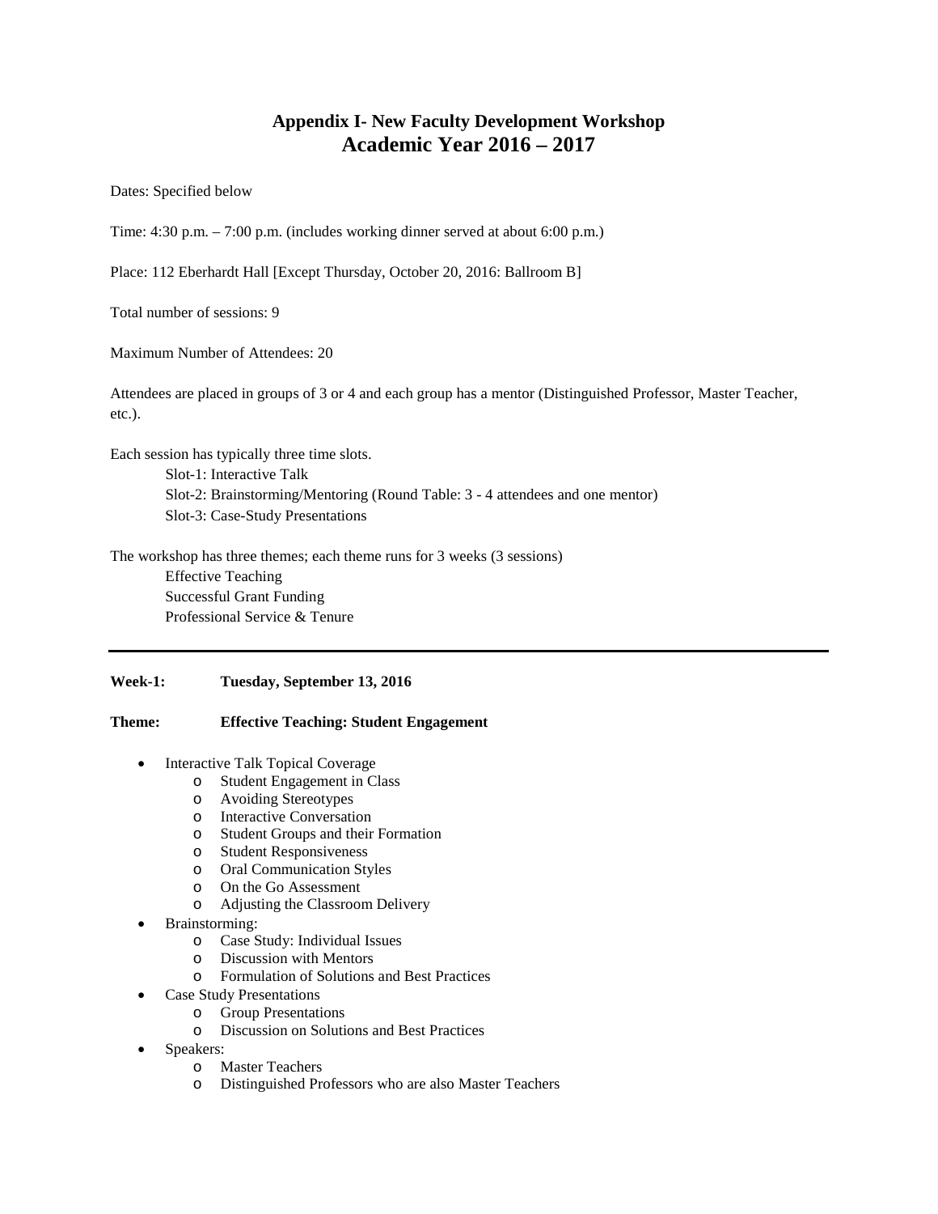# Appendix I- New Faculty Development Workshop
## Academic Year 2016 – 2017

Dates: Specified below

Time: 4:30 p.m. – 7:00 p.m. (includes working dinner served at about 6:00 p.m.)

Place: 112 Eberhardt Hall [Except Thursday, October 20, 2016: Ballroom B]

Total number of sessions: 9

Maximum Number of Attendees: 20

Attendees are placed in groups of 3 or 4 and each group has a mentor (Distinguished Professor, Master Teacher, etc.).

Each session has typically three time slots.

Slot-1: Interactive Talk
Slot-2: Brainstorming/Mentoring (Round Table: 3 - 4 attendees and one mentor)
Slot-3: Case-Study Presentations

The workshop has three themes; each theme runs for 3 weeks (3 sessions)

Effective Teaching
Successful Grant Funding
Professional Service & Tenure

---

**Week-1:** **Tuesday, September 13, 2016**

**Theme:** **Effective Teaching: Student Engagement**

- Interactive Talk Topical Coverage
  - Student Engagement in Class
  - Avoiding Stereotypes
  - Interactive Conversation
  - Student Groups and their Formation
  - Student Responsiveness
  - Oral Communication Styles
  - On the Go Assessment
  - Adjusting the Classroom Delivery
- Brainstorming:
  - Case Study: Individual Issues
  - Discussion with Mentors
  - Formulation of Solutions and Best Practices
- Case Study Presentations
  - Group Presentations
  - Discussion on Solutions and Best Practices
- Speakers:
  - Master Teachers
  - Distinguished Professors who are also Master Teachers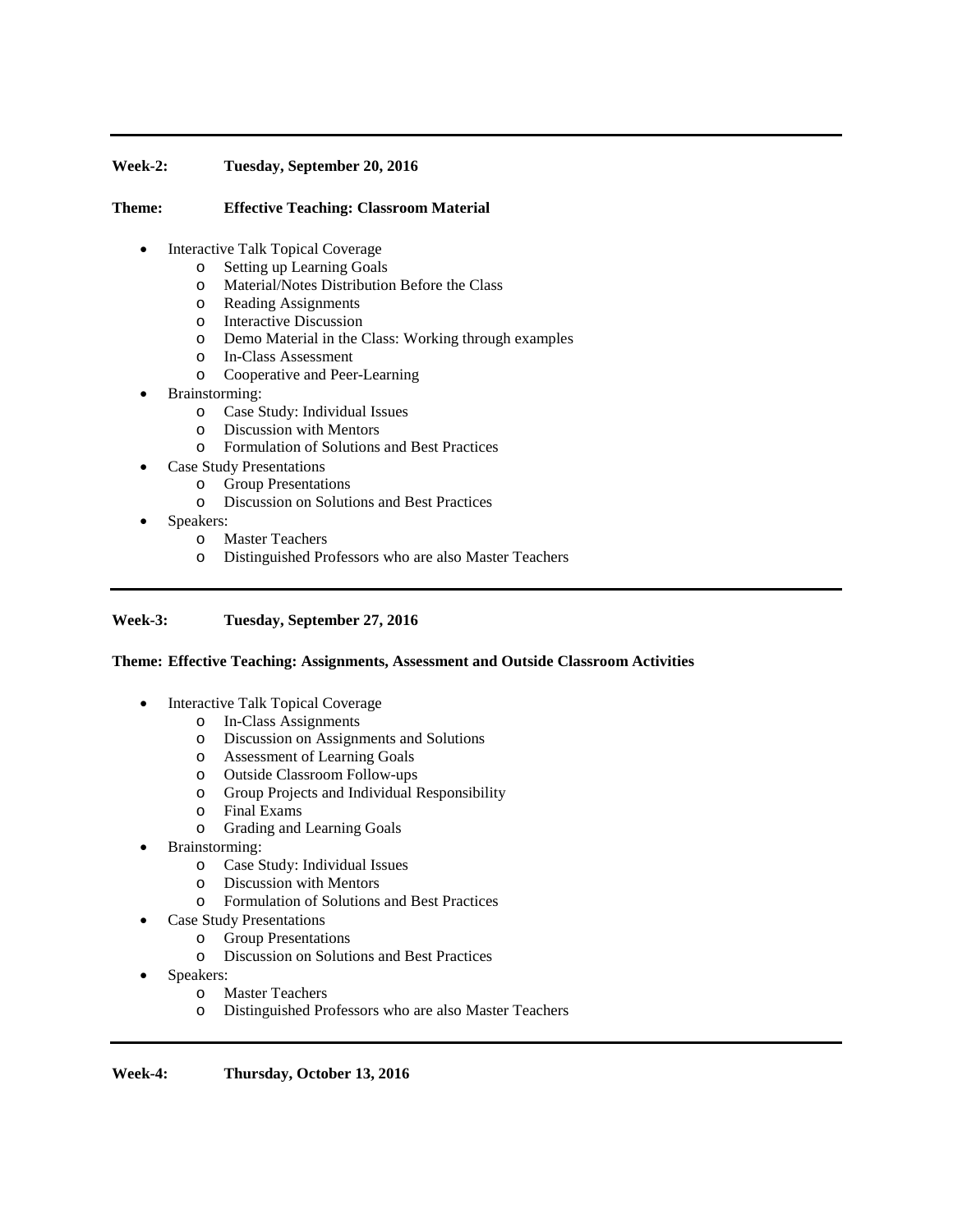---

**Week-2:** **Tuesday, September 20, 2016**

**Theme:** **Effective Teaching: Classroom Material**

- Interactive Talk Topical Coverage
    - Setting up Learning Goals
    - Material/Notes Distribution Before the Class
    - Reading Assignments
    - Interactive Discussion
    - Demo Material in the Class: Working through examples
    - In-Class Assessment
    - Cooperative and Peer-Learning
- Brainstorming:
    - Case Study: Individual Issues
    - Discussion with Mentors
    - Formulation of Solutions and Best Practices
- Case Study Presentations
    - Group Presentations
    - Discussion on Solutions and Best Practices
- Speakers:
    - Master Teachers
    - Distinguished Professors who are also Master Teachers

---

**Week-3:** **Tuesday, September 27, 2016**

**Theme: Effective Teaching: Assignments, Assessment and Outside Classroom Activities**

- Interactive Talk Topical Coverage
    - In-Class Assignments
    - Discussion on Assignments and Solutions
    - Assessment of Learning Goals
    - Outside Classroom Follow-ups
    - Group Projects and Individual Responsibility
    - Final Exams
    - Grading and Learning Goals
- Brainstorming:
    - Case Study: Individual Issues
    - Discussion with Mentors
    - Formulation of Solutions and Best Practices
- Case Study Presentations
    - Group Presentations
    - Discussion on Solutions and Best Practices
- Speakers:
    - Master Teachers
    - Distinguished Professors who are also Master Teachers

---

**Week-4:** **Thursday, October 13, 2016**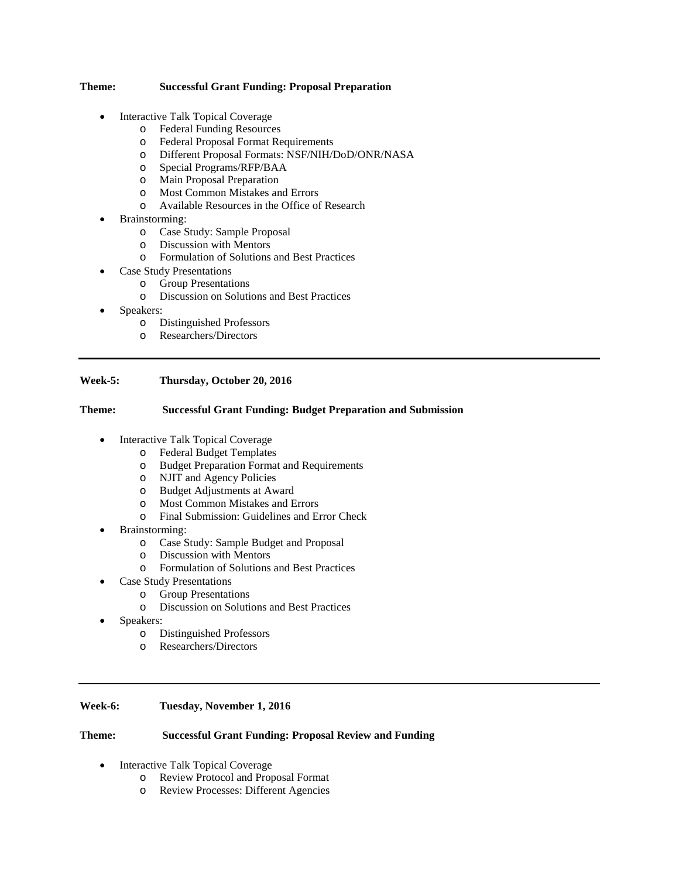**Theme:** **Successful Grant Funding: Proposal Preparation**

- Interactive Talk Topical Coverage
  - Federal Funding Resources
  - Federal Proposal Format Requirements
  - Different Proposal Formats: NSF/NIH/DoD/ONR/NASA
  - Special Programs/RFP/BAA
  - Main Proposal Preparation
  - Most Common Mistakes and Errors
  - Available Resources in the Office of Research
- Brainstorming:
  - Case Study: Sample Proposal
  - Discussion with Mentors
  - Formulation of Solutions and Best Practices
- Case Study Presentations
  - Group Presentations
  - Discussion on Solutions and Best Practices
- Speakers:
  - Distinguished Professors
  - Researchers/Directors

---

**Week-5:** **Thursday, October 20, 2016**

**Theme:** **Successful Grant Funding: Budget Preparation and Submission**

- Interactive Talk Topical Coverage
  - Federal Budget Templates
  - Budget Preparation Format and Requirements
  - NJIT and Agency Policies
  - Budget Adjustments at Award
  - Most Common Mistakes and Errors
  - Final Submission: Guidelines and Error Check
- Brainstorming:
  - Case Study: Sample Budget and Proposal
  - Discussion with Mentors
  - Formulation of Solutions and Best Practices
- Case Study Presentations
  - Group Presentations
  - Discussion on Solutions and Best Practices
- Speakers:
  - Distinguished Professors
  - Researchers/Directors

---

**Week-6:** **Tuesday, November 1, 2016**

**Theme:** **Successful Grant Funding: Proposal Review and Funding**

- Interactive Talk Topical Coverage
  - Review Protocol and Proposal Format
  - Review Processes: Different Agencies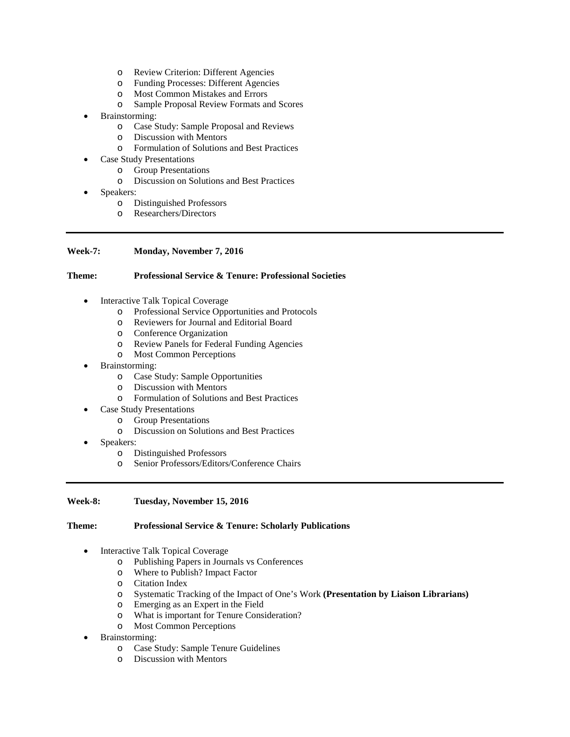- Review Criterion: Different Agencies
- Funding Processes: Different Agencies
- Most Common Mistakes and Errors
- Sample Proposal Review Formats and Scores

- Brainstorming:
  - Case Study: Sample Proposal and Reviews
  - Discussion with Mentors
  - Formulation of Solutions and Best Practices
- Case Study Presentations
  - Group Presentations
  - Discussion on Solutions and Best Practices
- Speakers:
  - Distinguished Professors
  - Researchers/Directors

---

**Week-7:** **Monday, November 7, 2016**

**Theme:** **Professional Service & Tenure: Professional Societies**

- Interactive Talk Topical Coverage
  - Professional Service Opportunities and Protocols
  - Reviewers for Journal and Editorial Board
  - Conference Organization
  - Review Panels for Federal Funding Agencies
  - Most Common Perceptions
- Brainstorming:
  - Case Study: Sample Opportunities
  - Discussion with Mentors
  - Formulation of Solutions and Best Practices
- Case Study Presentations
  - Group Presentations
  - Discussion on Solutions and Best Practices
- Speakers:
  - Distinguished Professors
  - Senior Professors/Editors/Conference Chairs

---

**Week-8:** **Tuesday, November 15, 2016**

**Theme:** **Professional Service & Tenure: Scholarly Publications**

- Interactive Talk Topical Coverage
  - Publishing Papers in Journals vs Conferences
  - Where to Publish? Impact Factor
  - Citation Index
  - Systematic Tracking of the Impact of One's Work **(Presentation by Liaison Librarians)**
  - Emerging as an Expert in the Field
  - What is important for Tenure Consideration?
  - Most Common Perceptions
- Brainstorming:
  - Case Study: Sample Tenure Guidelines
  - Discussion with Mentors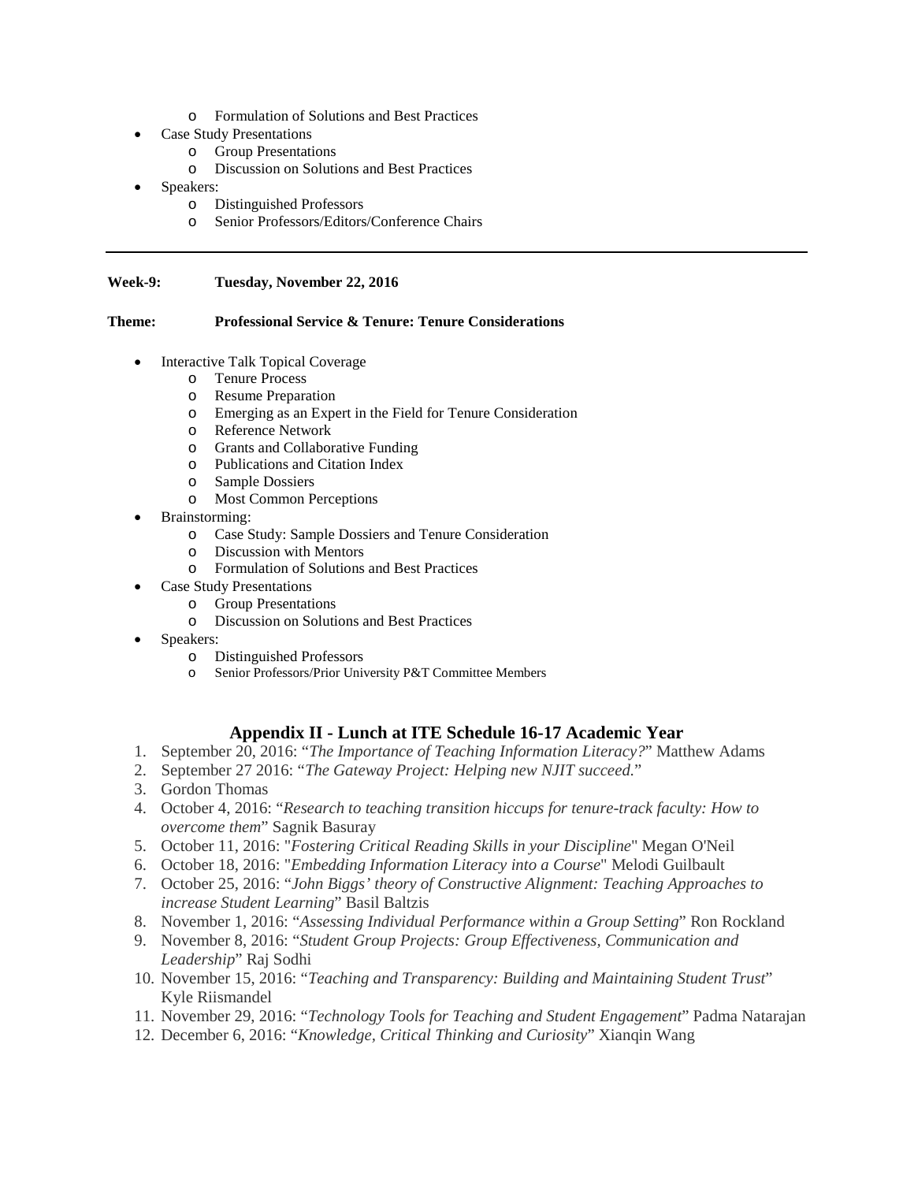- Formulation of Solutions and Best Practices
- Case Study Presentations
  - Group Presentations
  - Discussion on Solutions and Best Practices
- Speakers:
  - Distinguished Professors
  - Senior Professors/Editors/Conference Chairs

---

**Week-9: Tuesday, November 22, 2016**

**Theme: Professional Service & Tenure: Tenure Considerations**

- Interactive Talk Topical Coverage
  - Tenure Process
  - Resume Preparation
  - Emerging as an Expert in the Field for Tenure Consideration
  - Reference Network
  - Grants and Collaborative Funding
  - Publications and Citation Index
  - Sample Dossiers
  - Most Common Perceptions
- Brainstorming:
  - Case Study: Sample Dossiers and Tenure Consideration
  - Discussion with Mentors
  - Formulation of Solutions and Best Practices
- Case Study Presentations
  - Group Presentations
  - Discussion on Solutions and Best Practices
- Speakers:
  - Distinguished Professors
  - Senior Professors/Prior University P&T Committee Members

## Appendix II - Lunch at ITE Schedule 16-17 Academic Year

1. September 20, 2016: "*The Importance of Teaching Information Literacy?*" Matthew Adams
2. September 27 2016: "*The Gateway Project: Helping new NJIT succeed.*"
3. Gordon Thomas
4. October 4, 2016: "*Research to teaching transition hiccups for tenure-track faculty: How to overcome them*" Sagnik Basuray
5. October 11, 2016: "*Fostering Critical Reading Skills in your Discipline*" Megan O'Neil
6. October 18, 2016: "*Embedding Information Literacy into a Course*" Melodi Guilbault
7. October 25, 2016: "*John Biggs' theory of Constructive Alignment: Teaching Approaches to increase Student Learning*" Basil Baltzis
8. November 1, 2016: "*Assessing Individual Performance within a Group Setting*" Ron Rockland
9. November 8, 2016: "*Student Group Projects: Group Effectiveness, Communication and Leadership*" Raj Sodhi
10. November 15, 2016: "*Teaching and Transparency: Building and Maintaining Student Trust*" Kyle Riismandel
11. November 29, 2016: "*Technology Tools for Teaching and Student Engagement*" Padma Natarajan
12. December 6, 2016: "*Knowledge, Critical Thinking and Curiosity*" Xianqin Wang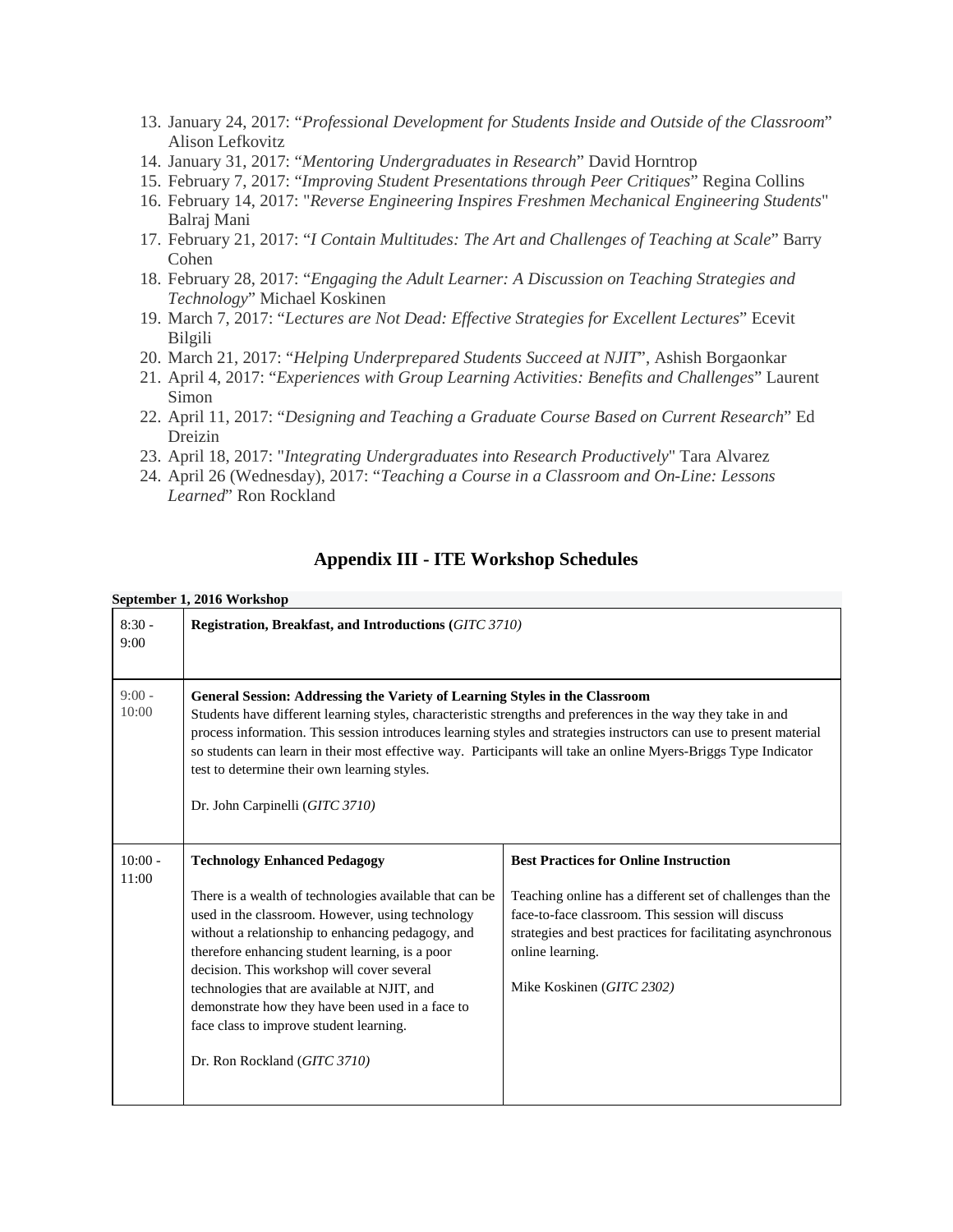13. January 24, 2017: "*Professional Development for Students Inside and Outside of the Classroom*" Alison Lefkovitz
14. January 31, 2017: "*Mentoring Undergraduates in Research*" David Horntrop
15. February 7, 2017: "*Improving Student Presentations through Peer Critiques*" Regina Collins
16. February 14, 2017: "*Reverse Engineering Inspires Freshmen Mechanical Engineering Students*" Balraj Mani
17. February 21, 2017: "*I Contain Multitudes: The Art and Challenges of Teaching at Scale*" Barry Cohen
18. February 28, 2017: "*Engaging the Adult Learner: A Discussion on Teaching Strategies and Technology*" Michael Koskinen
19. March 7, 2017: "*Lectures are Not Dead: Effective Strategies for Excellent Lectures*" Ecevit Bilgili
20. March 21, 2017: "*Helping Underprepared Students Succeed at NJIT*", Ashish Borgaonkar
21. April 4, 2017: "*Experiences with Group Learning Activities: Benefits and Challenges*" Laurent Simon
22. April 11, 2017: "*Designing and Teaching a Graduate Course Based on Current Research*" Ed Dreizin
23. April 18, 2017: "*Integrating Undergraduates into Research Productively*" Tara Alvarez
24. April 26 (Wednesday), 2017: "*Teaching a Course in a Classroom and On-Line: Lessons Learned*" Ron Rockland

## Appendix III - ITE Workshop Schedules

**September 1, 2016 Workshop**

| | | |
|---|---|---|
| 8:30 - 9:00 | **Registration, Breakfast, and Introductions (***GITC 3710)* | |
| 9:00 - 10:00 | **General Session: Addressing the Variety of Learning Styles in the Classroom** Students have different learning styles, characteristic strengths and preferences in the way they take in and process information. This session introduces learning styles and strategies instructors can use to present material so students can learn in their most effective way. Participants will take an online Myers-Briggs Type Indicator test to determine their own learning styles. <br><br> Dr. John Carpinelli (*GITC 3710)* | |
| 10:00 - 11:00 | **Technology Enhanced Pedagogy** <br><br> There is a wealth of technologies available that can be used in the classroom. However, using technology without a relationship to enhancing pedagogy, and therefore enhancing student learning, is a poor decision. This workshop will cover several technologies that are available at NJIT, and demonstrate how they have been used in a face to face class to improve student learning. <br><br> Dr. Ron Rockland (*GITC 3710)* | **Best Practices for Online Instruction** <br><br> Teaching online has a different set of challenges than the face-to-face classroom. This session will discuss strategies and best practices for facilitating asynchronous online learning. <br><br> Mike Koskinen (*GITC 2302)* |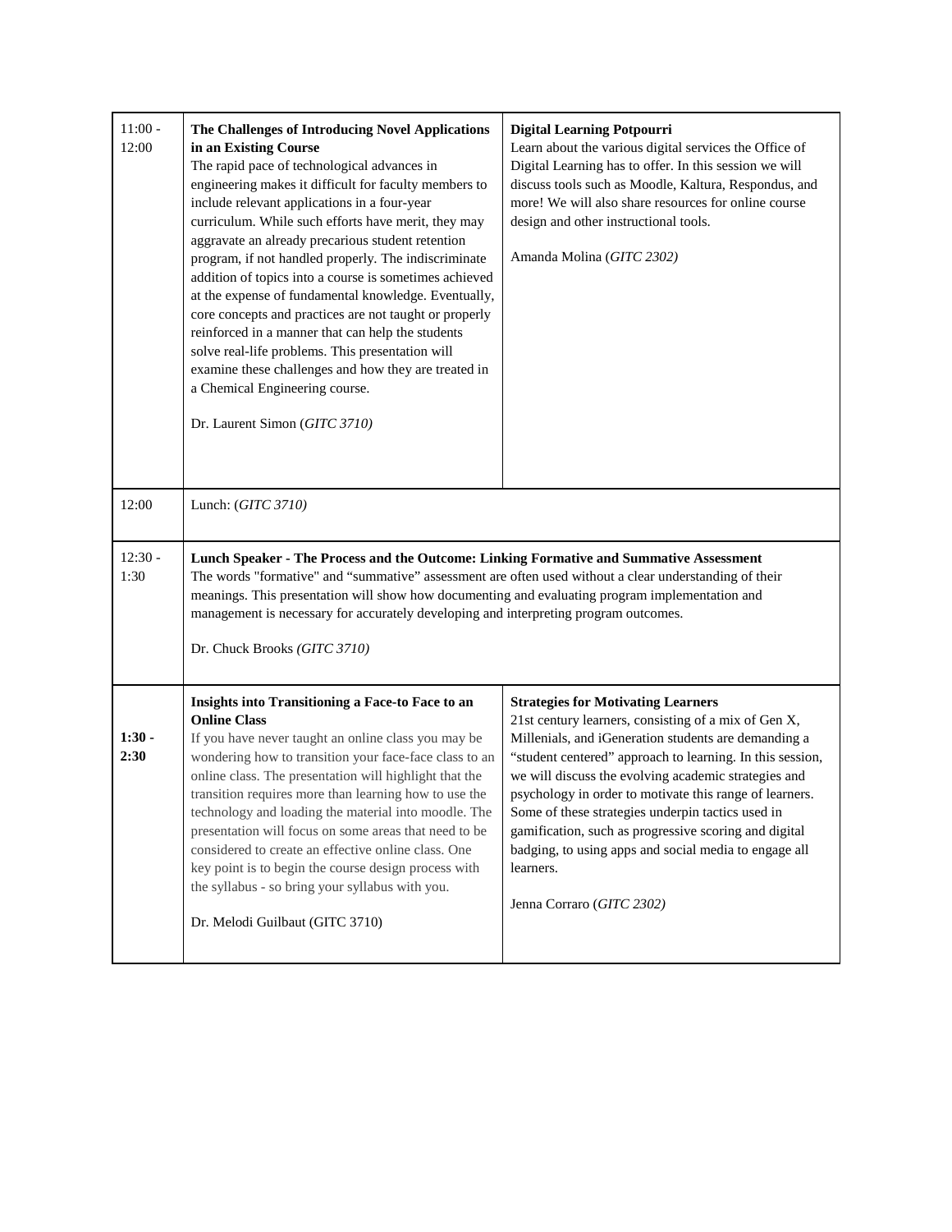| | | |
|---|---|---|
| 11:00 - 12:00 | **The Challenges of Introducing Novel Applications in an Existing Course**<br>The rapid pace of technological advances in engineering makes it difficult for faculty members to include relevant applications in a four-year curriculum. While such efforts have merit, they may aggravate an already precarious student retention program, if not handled properly. The indiscriminate addition of topics into a course is sometimes achieved at the expense of fundamental knowledge. Eventually, core concepts and practices are not taught or properly reinforced in a manner that can help the students solve real-life problems. This presentation will examine these challenges and how they are treated in a Chemical Engineering course.<br><br>Dr. Laurent Simon (*GITC 3710)* | **Digital Learning Potpourri**<br>Learn about the various digital services the Office of Digital Learning has to offer. In this session we will discuss tools such as Moodle, Kaltura, Respondus, and more! We will also share resources for online course design and other instructional tools.<br><br>Amanda Molina (*GITC 2302)* |
| 12:00 | Lunch: (*GITC 3710)* | |
| 12:30 - 1:30 | **Lunch Speaker - The Process and the Outcome: Linking Formative and Summative Assessment**<br>The words "formative" and "summative" assessment are often used without a clear understanding of their meanings. This presentation will show how documenting and evaluating program implementation and management is necessary for accurately developing and interpreting program outcomes.<br><br>Dr. Chuck Brooks *(GITC 3710)* | |
| **1:30 - 2:30** | **Insights into Transitioning a Face-to Face to an Online Class**<br>If you have never taught an online class you may be wondering how to transition your face-face class to an online class. The presentation will highlight that the transition requires more than learning how to use the technology and loading the material into moodle. The presentation will focus on some areas that need to be considered to create an effective online class. One key point is to begin the course design process with the syllabus - so bring your syllabus with you.<br><br>Dr. Melodi Guilbaut (GITC 3710) | **Strategies for Motivating Learners**<br>21st century learners, consisting of a mix of Gen X, Millenials, and iGeneration students are demanding a "student centered" approach to learning. In this session, we will discuss the evolving academic strategies and psychology in order to motivate this range of learners. Some of these strategies underpin tactics used in gamification, such as progressive scoring and digital badging, to using apps and social media to engage all learners.<br><br>Jenna Corraro (*GITC 2302)* |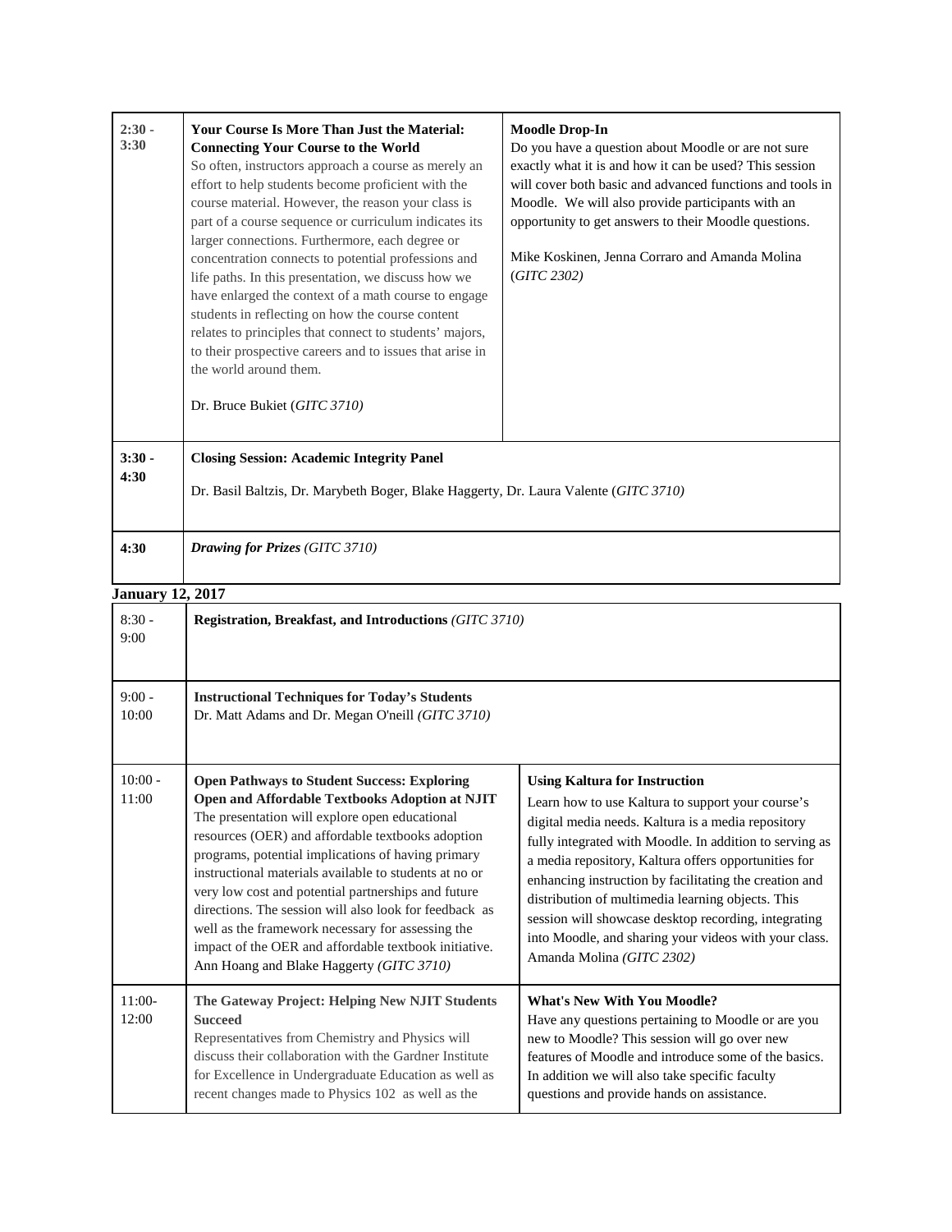| | | |
|---|---|---|
| 2:30 - 3:30 | **Your Course Is More Than Just the Material: Connecting Your Course to the World**<br>So often, instructors approach a course as merely an effort to help students become proficient with the course material. However, the reason your class is part of a course sequence or curriculum indicates its larger connections. Furthermore, each degree or concentration connects to potential professions and life paths. In this presentation, we discuss how we have enlarged the context of a math course to engage students in reflecting on how the course content relates to principles that connect to students' majors, to their prospective careers and to issues that arise in the world around them.<br><br>Dr. Bruce Bukiet (*GITC 3710)* | **Moodle Drop-In**<br>Do you have a question about Moodle or are not sure exactly what it is and how it can be used? This session will cover both basic and advanced functions and tools in Moodle. We will also provide participants with an opportunity to get answers to their Moodle questions.<br><br>Mike Koskinen, Jenna Corraro and Amanda Molina (*GITC 2302)* |
| 3:30 - 4:30 | **Closing Session: Academic Integrity Panel**<br><br>Dr. Basil Baltzis, Dr. Marybeth Boger, Blake Haggerty, Dr. Laura Valente (*GITC 3710)* | |
| 4:30 | ***Drawing for Prizes*** *(GITC 3710)* | |

**January 12, 2017**

| | | |
|---|---|---|
| 8:30 - 9:00 | **Registration, Breakfast, and Introductions** *(GITC 3710)* | |
| 9:00 - 10:00 | **Instructional Techniques for Today's Students**<br>Dr. Matt Adams and Dr. Megan O'neill *(GITC 3710)* | |
| 10:00 - 11:00 | **Open Pathways to Student Success: Exploring Open and Affordable Textbooks Adoption at NJIT**<br>The presentation will explore open educational resources (OER) and affordable textbooks adoption programs, potential implications of having primary instructional materials available to students at no or very low cost and potential partnerships and future directions. The session will also look for feedback as well as the framework necessary for assessing the impact of the OER and affordable textbook initiative.<br>Ann Hoang and Blake Haggerty *(GITC 3710)* | **Using Kaltura for Instruction**<br>Learn how to use Kaltura to support your course's digital media needs. Kaltura is a media repository fully integrated with Moodle. In addition to serving as a media repository, Kaltura offers opportunities for enhancing instruction by facilitating the creation and distribution of multimedia learning objects. This session will showcase desktop recording, integrating into Moodle, and sharing your videos with your class.<br>Amanda Molina *(GITC 2302)* |
| 11:00-12:00 | **The Gateway Project: Helping New NJIT Students Succeed**<br>Representatives from Chemistry and Physics will discuss their collaboration with the Gardner Institute for Excellence in Undergraduate Education as well as recent changes made to Physics 102 as well as the | **What's New With You Moodle?**<br>Have any questions pertaining to Moodle or are you new to Moodle? This session will go over new features of Moodle and introduce some of the basics. In addition we will also take specific faculty questions and provide hands on assistance. |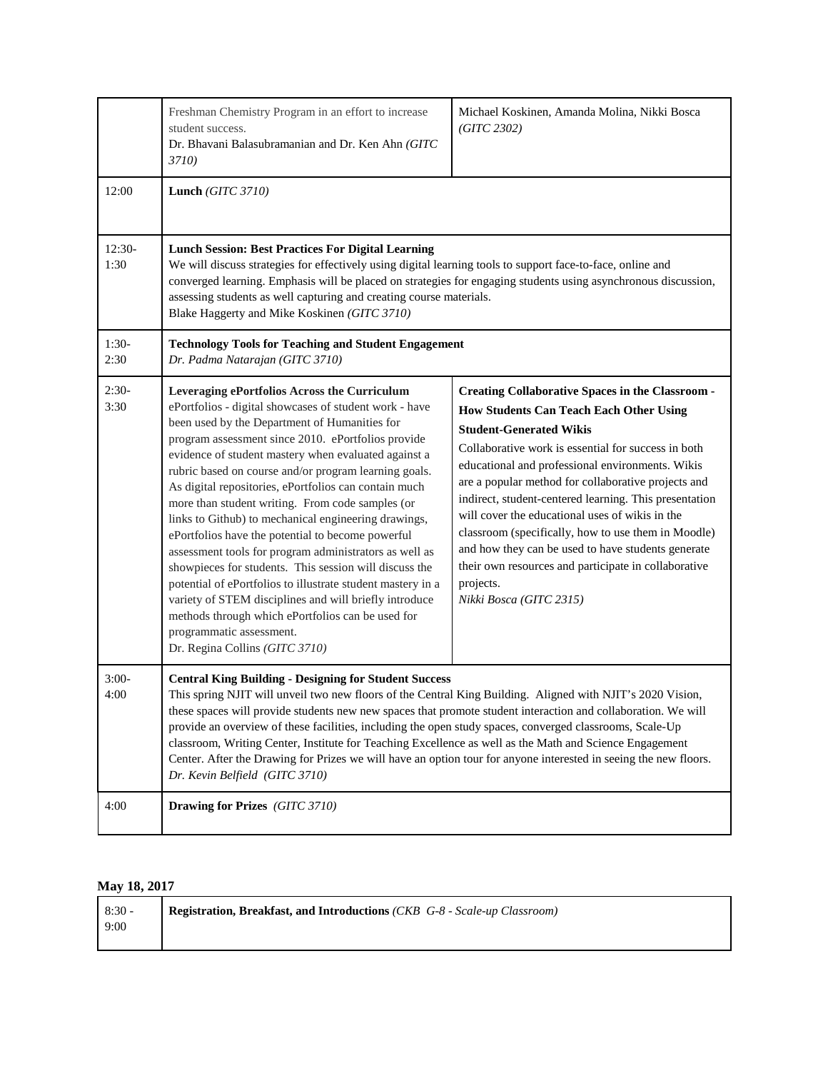| | | |
|---|---|---|
| | Freshman Chemistry Program in an effort to increase student success. Dr. Bhavani Balasubramanian and Dr. Ken Ahn *(GITC 3710)* | Michael Koskinen, Amanda Molina, Nikki Bosca *(GITC 2302)* |
| 12:00 | **Lunch** *(GITC 3710)* | |
| 12:30-1:30 | **Lunch Session: Best Practices For Digital Learning** We will discuss strategies for effectively using digital learning tools to support face-to-face, online and converged learning. Emphasis will be placed on strategies for engaging students using asynchronous discussion, assessing students as well capturing and creating course materials. Blake Haggerty and Mike Koskinen *(GITC 3710)* | |
| 1:30-2:30 | **Technology Tools for Teaching and Student Engagement** *Dr. Padma Natarajan (GITC 3710)* | |
| 2:30-3:30 | **Leveraging ePortfolios Across the Curriculum** ePortfolios - digital showcases of student work - have been used by the Department of Humanities for program assessment since 2010. ePortfolios provide evidence of student mastery when evaluated against a rubric based on course and/or program learning goals. As digital repositories, ePortfolios can contain much more than student writing. From code samples (or links to Github) to mechanical engineering drawings, ePortfolios have the potential to become powerful assessment tools for program administrators as well as showpieces for students. This session will discuss the potential of ePortfolios to illustrate student mastery in a variety of STEM disciplines and will briefly introduce methods through which ePortfolios can be used for programmatic assessment. Dr. Regina Collins *(GITC 3710)* | **Creating Collaborative Spaces in the Classroom - How Students Can Teach Each Other Using Student-Generated Wikis** Collaborative work is essential for success in both educational and professional environments. Wikis are a popular method for collaborative projects and indirect, student-centered learning. This presentation will cover the educational uses of wikis in the classroom (specifically, how to use them in Moodle) and how they can be used to have students generate their own resources and participate in collaborative projects. *Nikki Bosca (GITC 2315)* |
| 3:00-4:00 | **Central King Building - Designing for Student Success** This spring NJIT will unveil two new floors of the Central King Building. Aligned with NJIT's 2020 Vision, these spaces will provide students new new spaces that promote student interaction and collaboration. We will provide an overview of these facilities, including the open study spaces, converged classrooms, Scale-Up classroom, Writing Center, Institute for Teaching Excellence as well as the Math and Science Engagement Center. After the Drawing for Prizes we will have an option tour for anyone interested in seeing the new floors. *Dr. Kevin Belfield (GITC 3710)* | |
| 4:00 | **Drawing for Prizes** *(GITC 3710)* | |

**May 18, 2017**

| | |
|---|---|
| 8:30 - 9:00 | **Registration, Breakfast, and Introductions** *(CKB G-8 - Scale-up Classroom)* |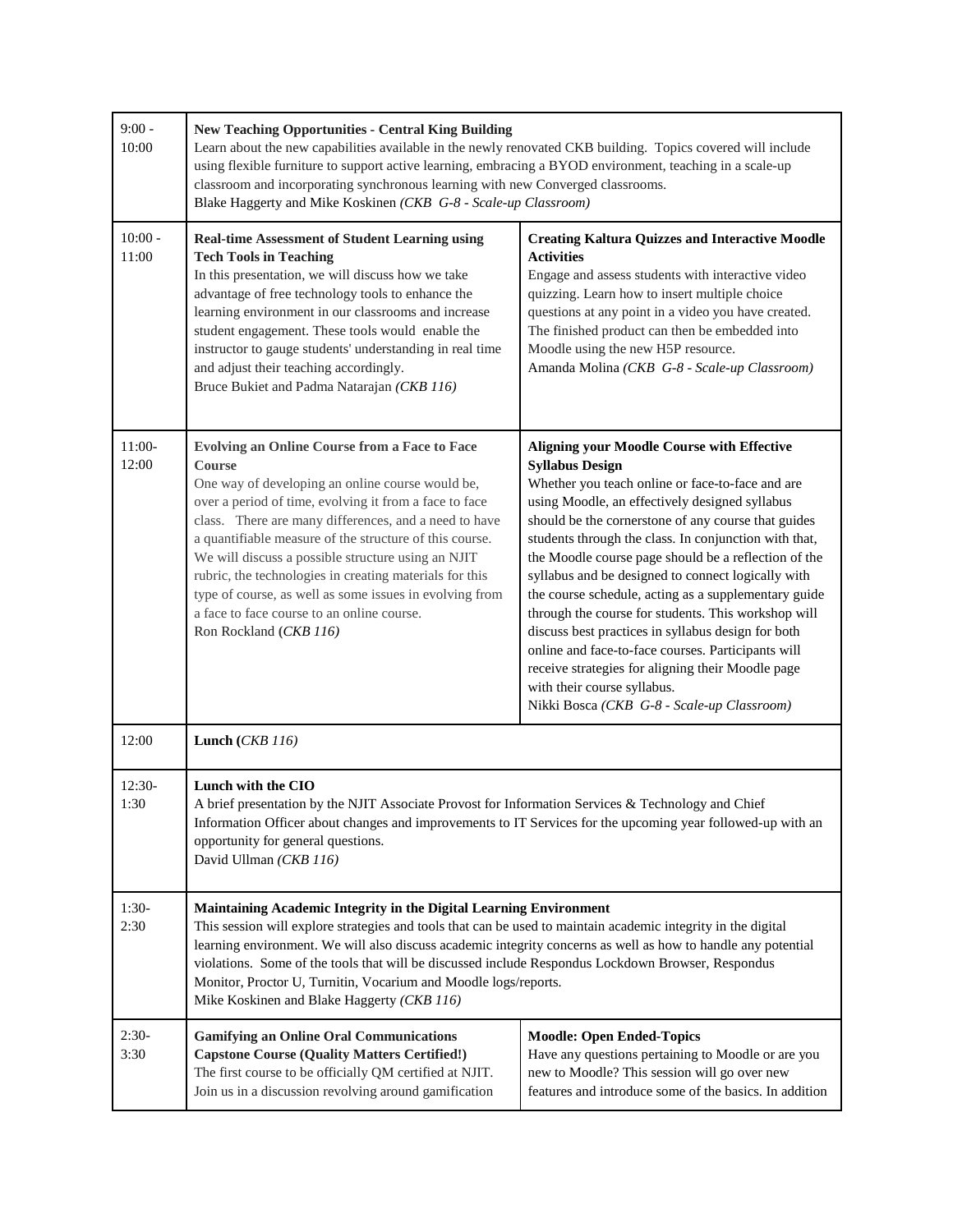| | | |
|---|---|---|
| 9:00 - 10:00 | **New Teaching Opportunities - Central King Building**<br>Learn about the new capabilities available in the newly renovated CKB building. Topics covered will include using flexible furniture to support active learning, embracing a BYOD environment, teaching in a scale-up classroom and incorporating synchronous learning with new Converged classrooms.<br>Blake Haggerty and Mike Koskinen *(CKB G-8 - Scale-up Classroom)* | |
| 10:00 - 11:00 | **Real-time Assessment of Student Learning using Tech Tools in Teaching**<br>In this presentation, we will discuss how we take advantage of free technology tools to enhance the learning environment in our classrooms and increase student engagement. These tools would enable the instructor to gauge students' understanding in real time and adjust their teaching accordingly.<br>Bruce Bukiet and Padma Natarajan *(CKB 116)* | **Creating Kaltura Quizzes and Interactive Moodle Activities**<br>Engage and assess students with interactive video quizzing. Learn how to insert multiple choice questions at any point in a video you have created. The finished product can then be embedded into Moodle using the new H5P resource.<br>Amanda Molina *(CKB G-8 - Scale-up Classroom)* |
| 11:00-12:00 | **Evolving an Online Course from a Face to Face Course**<br>One way of developing an online course would be, over a period of time, evolving it from a face to face class. There are many differences, and a need to have a quantifiable measure of the structure of this course. We will discuss a possible structure using an NJIT rubric, the technologies in creating materials for this type of course, as well as some issues in evolving from a face to face course to an online course.<br>Ron Rockland (*CKB 116)* | **Aligning your Moodle Course with Effective Syllabus Design**<br>Whether you teach online or face-to-face and are using Moodle, an effectively designed syllabus should be the cornerstone of any course that guides students through the class. In conjunction with that, the Moodle course page should be a reflection of the syllabus and be designed to connect logically with the course schedule, acting as a supplementary guide through the course for students. This workshop will discuss best practices in syllabus design for both online and face-to-face courses. Participants will receive strategies for aligning their Moodle page with their course syllabus.<br>Nikki Bosca *(CKB G-8 - Scale-up Classroom)* |
| 12:00 | **Lunch (***CKB 116)* | |
| 12:30-1:30 | **Lunch with the CIO**<br>A brief presentation by the NJIT Associate Provost for Information Services & Technology and Chief Information Officer about changes and improvements to IT Services for the upcoming year followed-up with an opportunity for general questions.<br>David Ullman *(CKB 116)* | |
| 1:30-2:30 | **Maintaining Academic Integrity in the Digital Learning Environment**<br>This session will explore strategies and tools that can be used to maintain academic integrity in the digital learning environment. We will also discuss academic integrity concerns as well as how to handle any potential violations. Some of the tools that will be discussed include Respondus Lockdown Browser, Respondus Monitor, Proctor U, Turnitin, Vocarium and Moodle logs/reports.<br>Mike Koskinen and Blake Haggerty *(CKB 116)* | |
| 2:30-3:30 | **Gamifying an Online Oral Communications Capstone Course (Quality Matters Certified!)**<br>The first course to be officially QM certified at NJIT. Join us in a discussion revolving around gamification | **Moodle: Open Ended-Topics**<br>Have any questions pertaining to Moodle or are you new to Moodle? This session will go over new features and introduce some of the basics. In addition |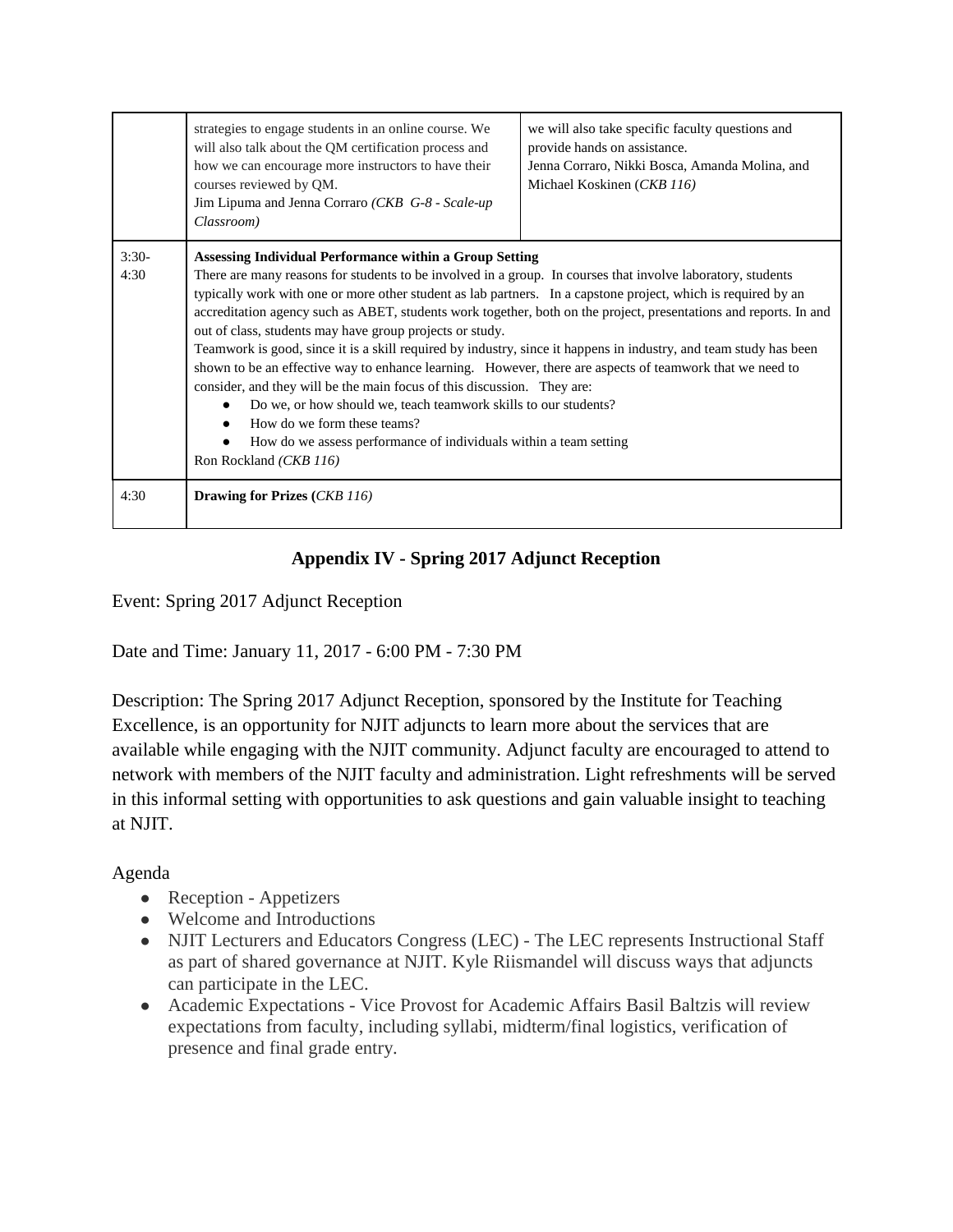| | | |
|---|---|---|
| | strategies to engage students in an online course. We will also talk about the QM certification process and how we can encourage more instructors to have their courses reviewed by QM.<br>Jim Lipuma and Jenna Corraro *(CKB G-8 - Scale-up Classroom)* | we will also take specific faculty questions and provide hands on assistance.<br>Jenna Corraro, Nikki Bosca, Amanda Molina, and Michael Koskinen (*CKB 116)* |
| 3:30-4:30 | **Assessing Individual Performance within a Group Setting**<br>There are many reasons for students to be involved in a group. In courses that involve laboratory, students typically work with one or more other student as lab partners. In a capstone project, which is required by an accreditation agency such as ABET, students work together, both on the project, presentations and reports. In and out of class, students may have group projects or study.<br>Teamwork is good, since it is a skill required by industry, since it happens in industry, and team study has been shown to be an effective way to enhance learning. However, there are aspects of teamwork that we need to consider, and they will be the main focus of this discussion. They are:<br>● Do we, or how should we, teach teamwork skills to our students?<br>● How do we form these teams?<br>● How do we assess performance of individuals within a team setting<br>Ron Rockland *(CKB 116)* | |
| 4:30 | **Drawing for Prizes (***CKB 116)* | |

## Appendix IV - Spring 2017 Adjunct Reception

Event: Spring 2017 Adjunct Reception

Date and Time: January 11, 2017 - 6:00 PM - 7:30 PM

Description: The Spring 2017 Adjunct Reception, sponsored by the Institute for Teaching Excellence, is an opportunity for NJIT adjuncts to learn more about the services that are available while engaging with the NJIT community. Adjunct faculty are encouraged to attend to network with members of the NJIT faculty and administration. Light refreshments will be served in this informal setting with opportunities to ask questions and gain valuable insight to teaching at NJIT.

Agenda

- Reception - Appetizers
- Welcome and Introductions
- NJIT Lecturers and Educators Congress (LEC) - The LEC represents Instructional Staff as part of shared governance at NJIT. Kyle Riismandel will discuss ways that adjuncts can participate in the LEC.
- Academic Expectations - Vice Provost for Academic Affairs Basil Baltzis will review expectations from faculty, including syllabi, midterm/final logistics, verification of presence and final grade entry.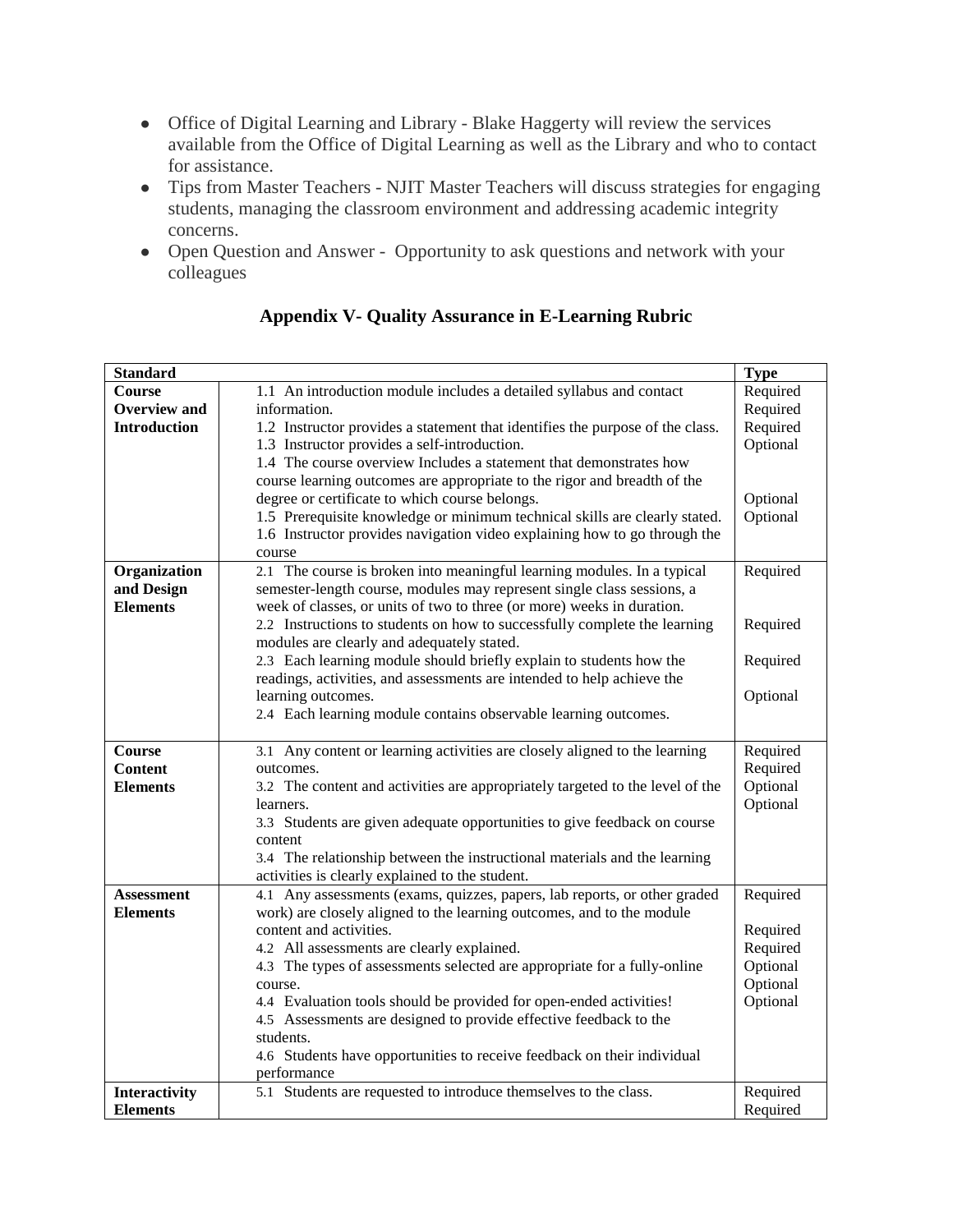- Office of Digital Learning and Library - Blake Haggerty will review the services available from the Office of Digital Learning as well as the Library and who to contact for assistance.
- Tips from Master Teachers - NJIT Master Teachers will discuss strategies for engaging students, managing the classroom environment and addressing academic integrity concerns.
- Open Question and Answer - Opportunity to ask questions and network with your colleagues

## Appendix V- Quality Assurance in E-Learning Rubric

| **Standard** | | **Type** |
|---|---|---|
| **Course Overview and Introduction** | 1.1 An introduction module includes a detailed syllabus and contact information.<br>1.2 Instructor provides a statement that identifies the purpose of the class.<br>1.3 Instructor provides a self-introduction.<br>1.4 The course overview Includes a statement that demonstrates how course learning outcomes are appropriate to the rigor and breadth of the degree or certificate to which course belongs.<br>1.5 Prerequisite knowledge or minimum technical skills are clearly stated.<br>1.6 Instructor provides navigation video explaining how to go through the course | Required<br>Required<br>Required<br>Optional<br>Optional<br>Optional |
| **Organization and Design Elements** | 2.1 The course is broken into meaningful learning modules. In a typical semester-length course, modules may represent single class sessions, a week of classes, or units of two to three (or more) weeks in duration.<br>2.2 Instructions to students on how to successfully complete the learning modules are clearly and adequately stated.<br>2.3 Each learning module should briefly explain to students how the readings, activities, and assessments are intended to help achieve the learning outcomes.<br>2.4 Each learning module contains observable learning outcomes. | Required<br>Required<br>Required<br>Optional |
| **Course Content Elements** | 3.1 Any content or learning activities are closely aligned to the learning outcomes.<br>3.2 The content and activities are appropriately targeted to the level of the learners.<br>3.3 Students are given adequate opportunities to give feedback on course content<br>3.4 The relationship between the instructional materials and the learning activities is clearly explained to the student. | Required<br>Required<br>Optional<br>Optional |
| **Assessment Elements** | 4.1 Any assessments (exams, quizzes, papers, lab reports, or other graded work) are closely aligned to the learning outcomes, and to the module content and activities.<br>4.2 All assessments are clearly explained.<br>4.3 The types of assessments selected are appropriate for a fully-online course.<br>4.4 Evaluation tools should be provided for open-ended activities!<br>4.5 Assessments are designed to provide effective feedback to the students.<br>4.6 Students have opportunities to receive feedback on their individual performance | Required<br>Required<br>Required<br>Optional<br>Optional<br>Optional |
| **Interactivity Elements** | 5.1 Students are requested to introduce themselves to the class. | Required<br>Required |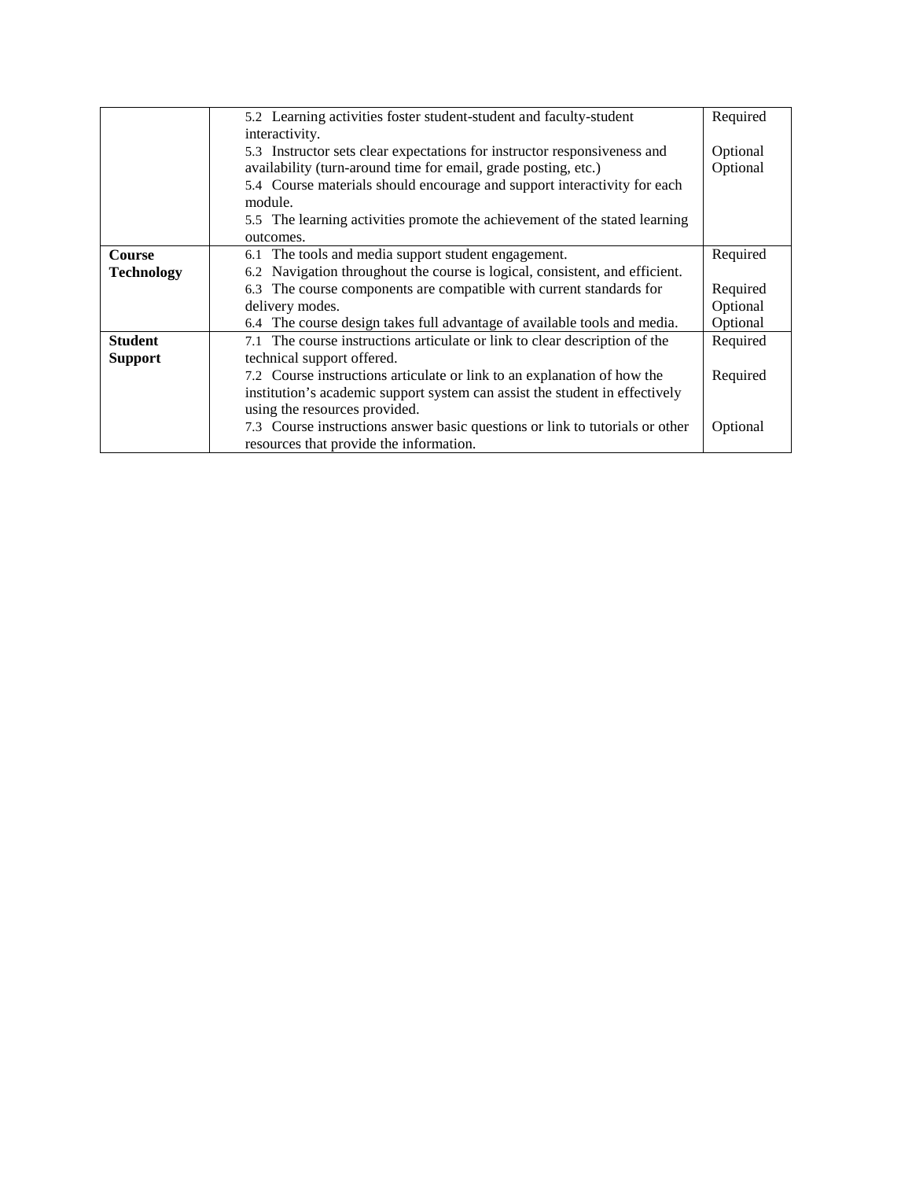| | | |
|---|---|---|
| | 5.2 Learning activities foster student-student and faculty-student interactivity.<br>5.3 Instructor sets clear expectations for instructor responsiveness and availability (turn-around time for email, grade posting, etc.)<br>5.4 Course materials should encourage and support interactivity for each module.<br>5.5 The learning activities promote the achievement of the stated learning outcomes. | Required<br><br>Optional<br>Optional |
| **Course Technology** | 6.1 The tools and media support student engagement.<br>6.2 Navigation throughout the course is logical, consistent, and efficient.<br>6.3 The course components are compatible with current standards for delivery modes.<br>6.4 The course design takes full advantage of available tools and media. | Required<br><br>Required<br>Optional<br>Optional |
| **Student Support** | 7.1 The course instructions articulate or link to clear description of the technical support offered.<br>7.2 Course instructions articulate or link to an explanation of how the institution's academic support system can assist the student in effectively using the resources provided.<br>7.3 Course instructions answer basic questions or link to tutorials or other resources that provide the information. | Required<br><br>Required<br><br><br>Optional |